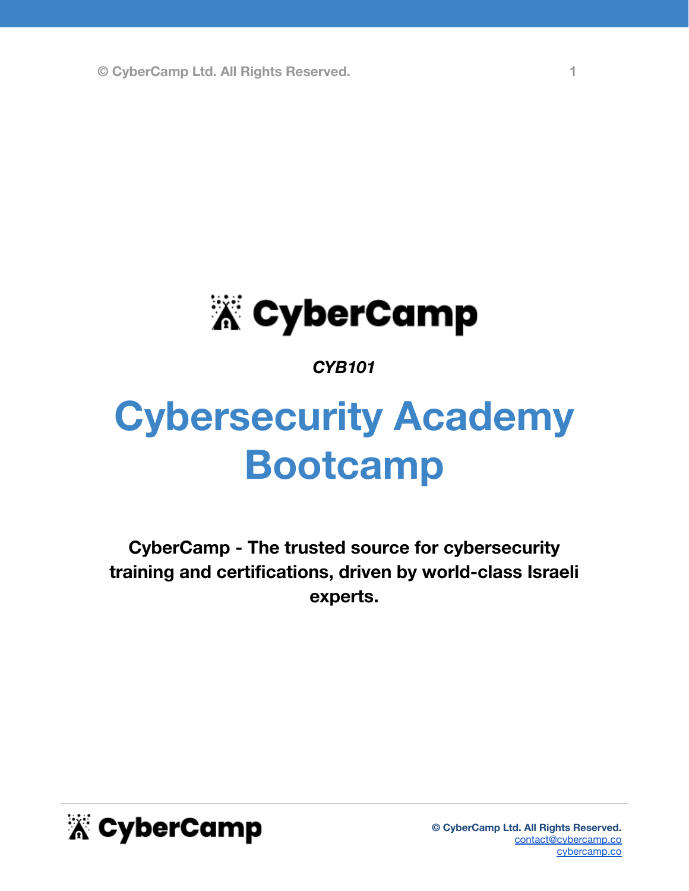*CYB101*

# Cybersecurity Academy Bootcamp

**CyberCamp - The trusted source for cybersecurity training and certifications, driven by world-class Israeli experts.**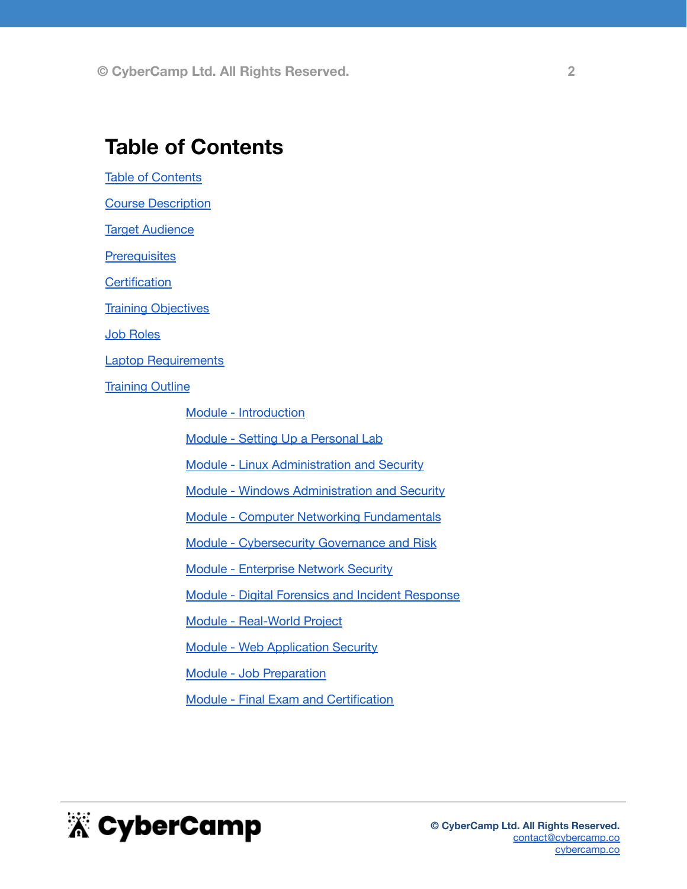# Table of Contents

- Table of Contents
- Course Description
- Target Audience
- Prerequisites
- Certification
- Training Objectives
- Job Roles
- Laptop Requirements
- Training Outline
    - Module - Introduction
    - Module - Setting Up a Personal Lab
    - Module - Linux Administration and Security
    - Module - Windows Administration and Security
    - Module - Computer Networking Fundamentals
    - Module - Cybersecurity Governance and Risk
    - Module - Enterprise Network Security
    - Module - Digital Forensics and Incident Response
    - Module - Real-World Project
    - Module - Web Application Security
    - Module - Job Preparation
    - Module - Final Exam and Certification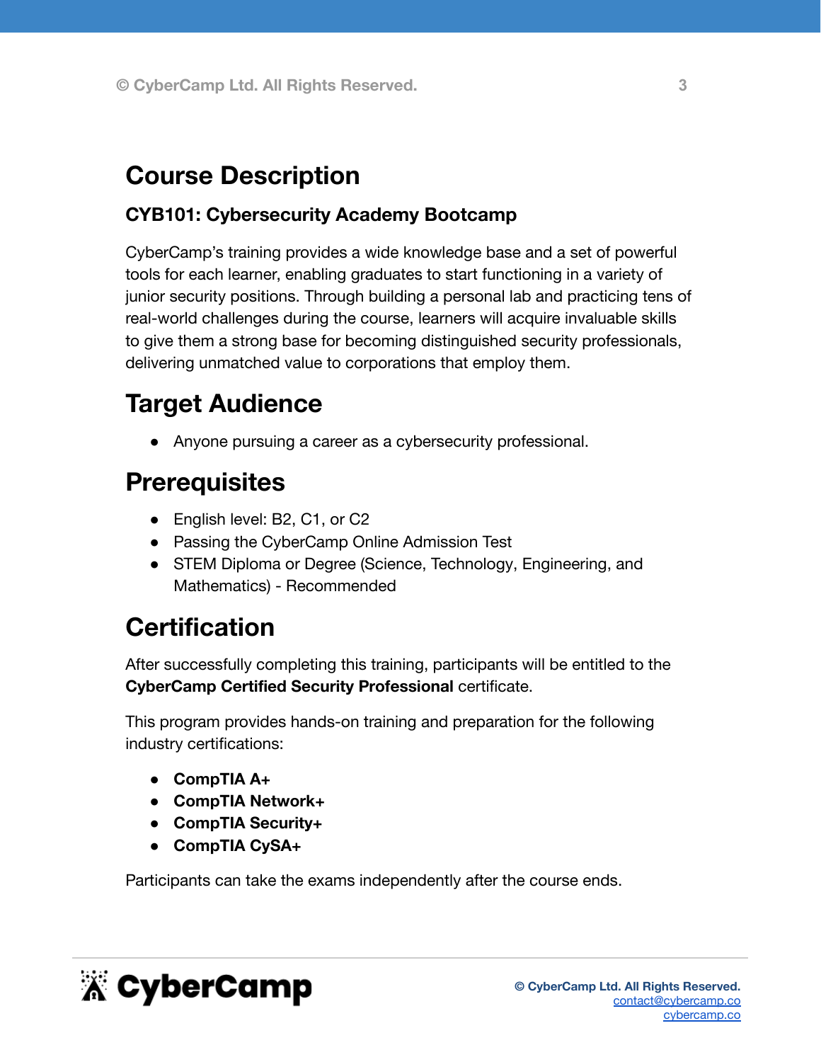# Course Description

### CYB101: Cybersecurity Academy Bootcamp

CyberCamp's training provides a wide knowledge base and a set of powerful tools for each learner, enabling graduates to start functioning in a variety of junior security positions. Through building a personal lab and practicing tens of real-world challenges during the course, learners will acquire invaluable skills to give them a strong base for becoming distinguished security professionals, delivering unmatched value to corporations that employ them.

# Target Audience

- Anyone pursuing a career as a cybersecurity professional.

# Prerequisites

- English level: B2, C1, or C2
- Passing the CyberCamp Online Admission Test
- STEM Diploma or Degree (Science, Technology, Engineering, and Mathematics) - Recommended

# Certification

After successfully completing this training, participants will be entitled to the **CyberCamp Certified Security Professional** certificate.

This program provides hands-on training and preparation for the following industry certifications:

- **CompTIA A+**
- **CompTIA Network+**
- **CompTIA Security+**
- **CompTIA CySA+**

Participants can take the exams independently after the course ends.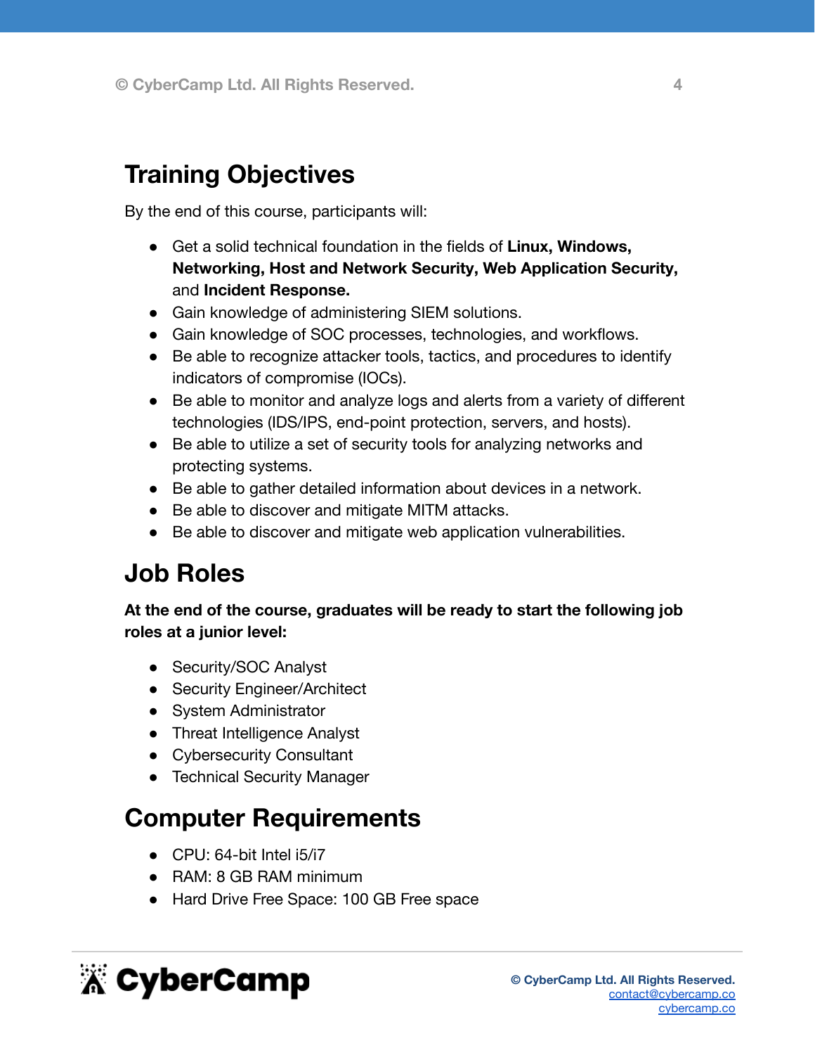## Training Objectives

By the end of this course, participants will:

- Get a solid technical foundation in the fields of **Linux, Windows, Networking, Host and Network Security, Web Application Security,** and **Incident Response.**
- Gain knowledge of administering SIEM solutions.
- Gain knowledge of SOC processes, technologies, and workflows.
- Be able to recognize attacker tools, tactics, and procedures to identify indicators of compromise (IOCs).
- Be able to monitor and analyze logs and alerts from a variety of different technologies (IDS/IPS, end-point protection, servers, and hosts).
- Be able to utilize a set of security tools for analyzing networks and protecting systems.
- Be able to gather detailed information about devices in a network.
- Be able to discover and mitigate MITM attacks.
- Be able to discover and mitigate web application vulnerabilities.

## Job Roles

**At the end of the course, graduates will be ready to start the following job roles at a junior level:**

- Security/SOC Analyst
- Security Engineer/Architect
- System Administrator
- Threat Intelligence Analyst
- Cybersecurity Consultant
- Technical Security Manager

## Computer Requirements

- CPU: 64-bit Intel i5/i7
- RAM: 8 GB RAM minimum
- Hard Drive Free Space: 100 GB Free space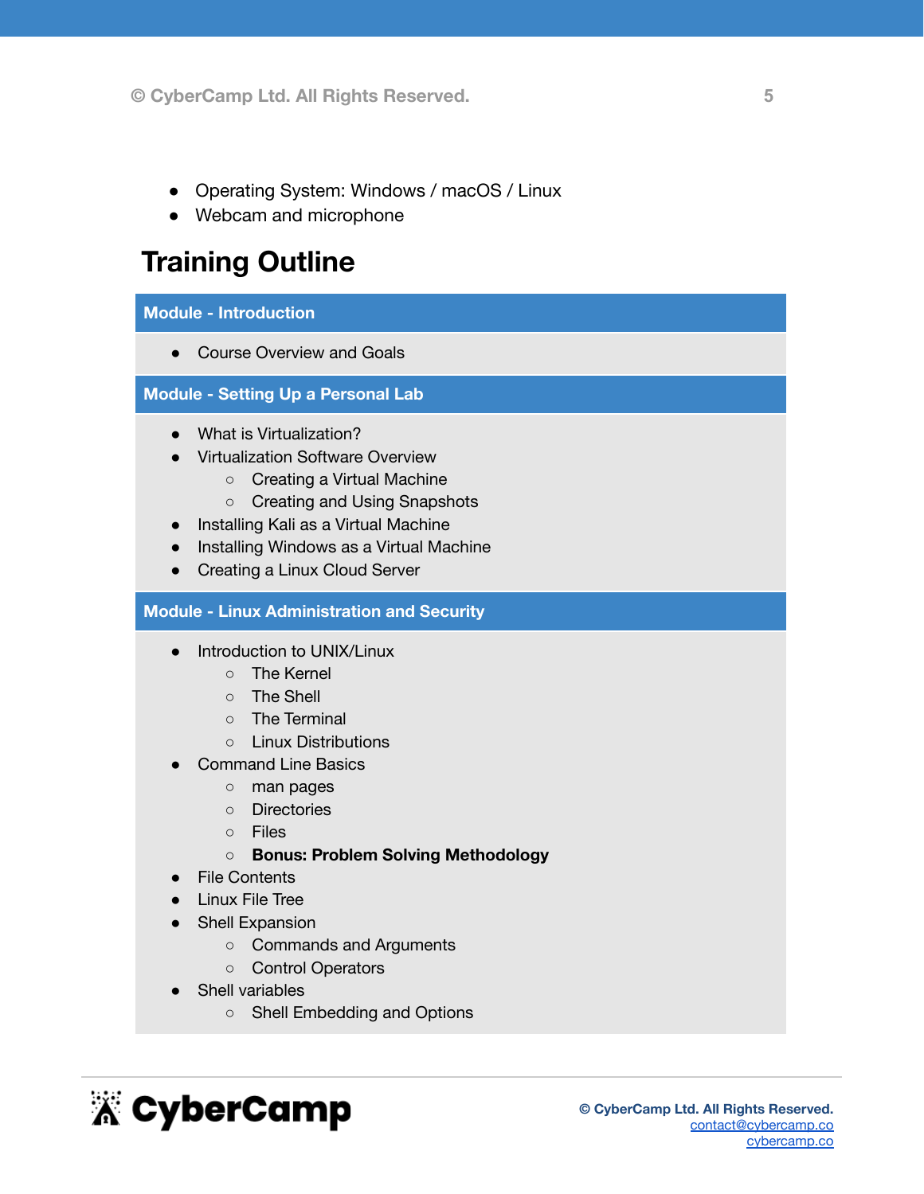- Operating System: Windows / macOS / Linux
- Webcam and microphone

# Training Outline

### Module - Introduction

- Course Overview and Goals

### Module - Setting Up a Personal Lab

- What is Virtualization?
- Virtualization Software Overview
  - Creating a Virtual Machine
  - Creating and Using Snapshots
- Installing Kali as a Virtual Machine
- Installing Windows as a Virtual Machine
- Creating a Linux Cloud Server

### Module - Linux Administration and Security

- Introduction to UNIX/Linux
  - The Kernel
  - The Shell
  - The Terminal
  - Linux Distributions
- Command Line Basics
  - man pages
  - Directories
  - Files
  - **Bonus: Problem Solving Methodology**
- File Contents
- Linux File Tree
- Shell Expansion
  - Commands and Arguments
  - Control Operators
- Shell variables
  - Shell Embedding and Options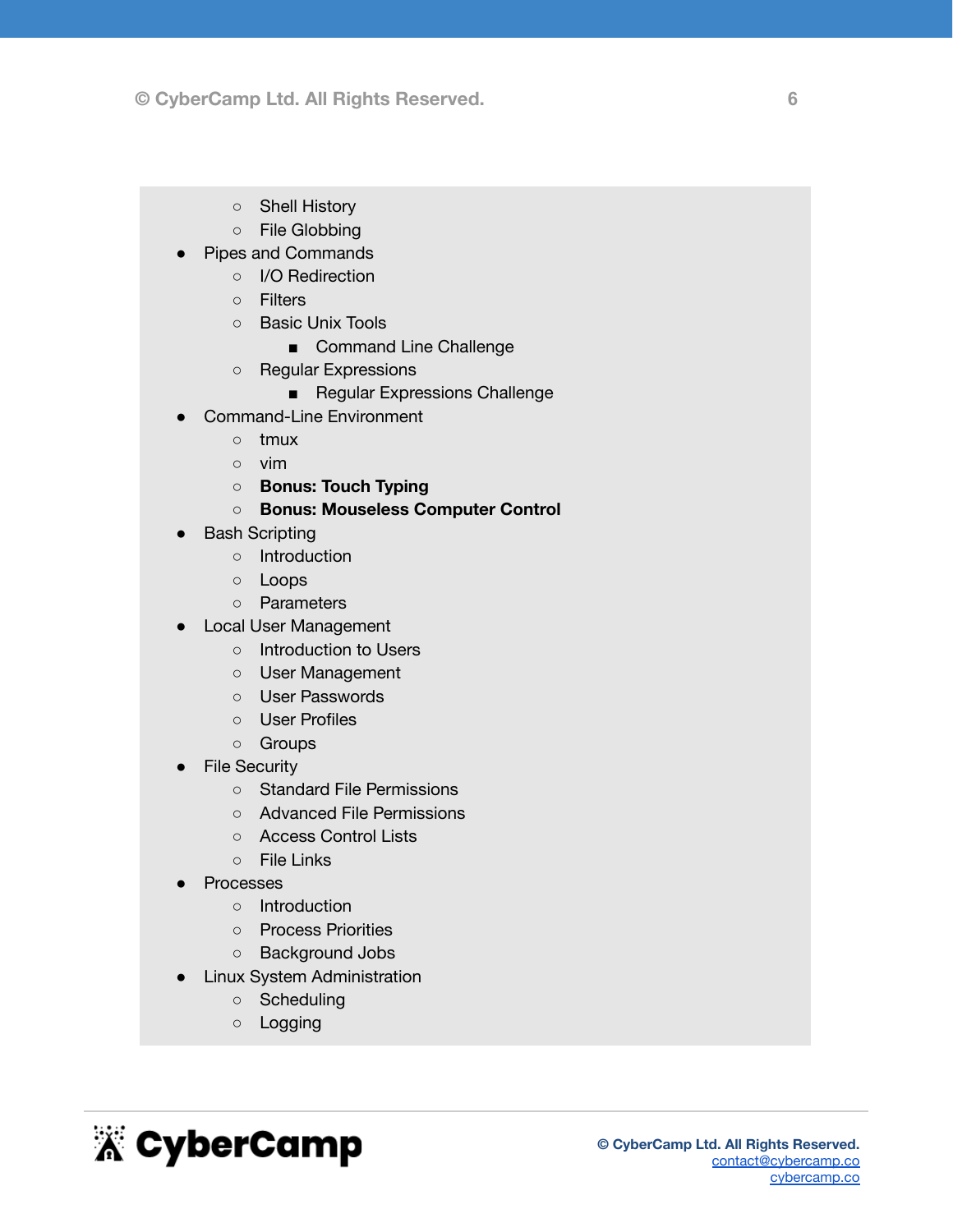- Shell History
    - File Globbing
- Pipes and Commands
    - I/O Redirection
    - Filters
    - Basic Unix Tools
        - Command Line Challenge
    - Regular Expressions
        - Regular Expressions Challenge
- Command-Line Environment
    - tmux
    - vim
    - **Bonus: Touch Typing**
    - **Bonus: Mouseless Computer Control**
- Bash Scripting
    - Introduction
    - Loops
    - Parameters
- Local User Management
    - Introduction to Users
    - User Management
    - User Passwords
    - User Profiles
    - Groups
- File Security
    - Standard File Permissions
    - Advanced File Permissions
    - Access Control Lists
    - File Links
- Processes
    - Introduction
    - Process Priorities
    - Background Jobs
- Linux System Administration
    - Scheduling
    - Logging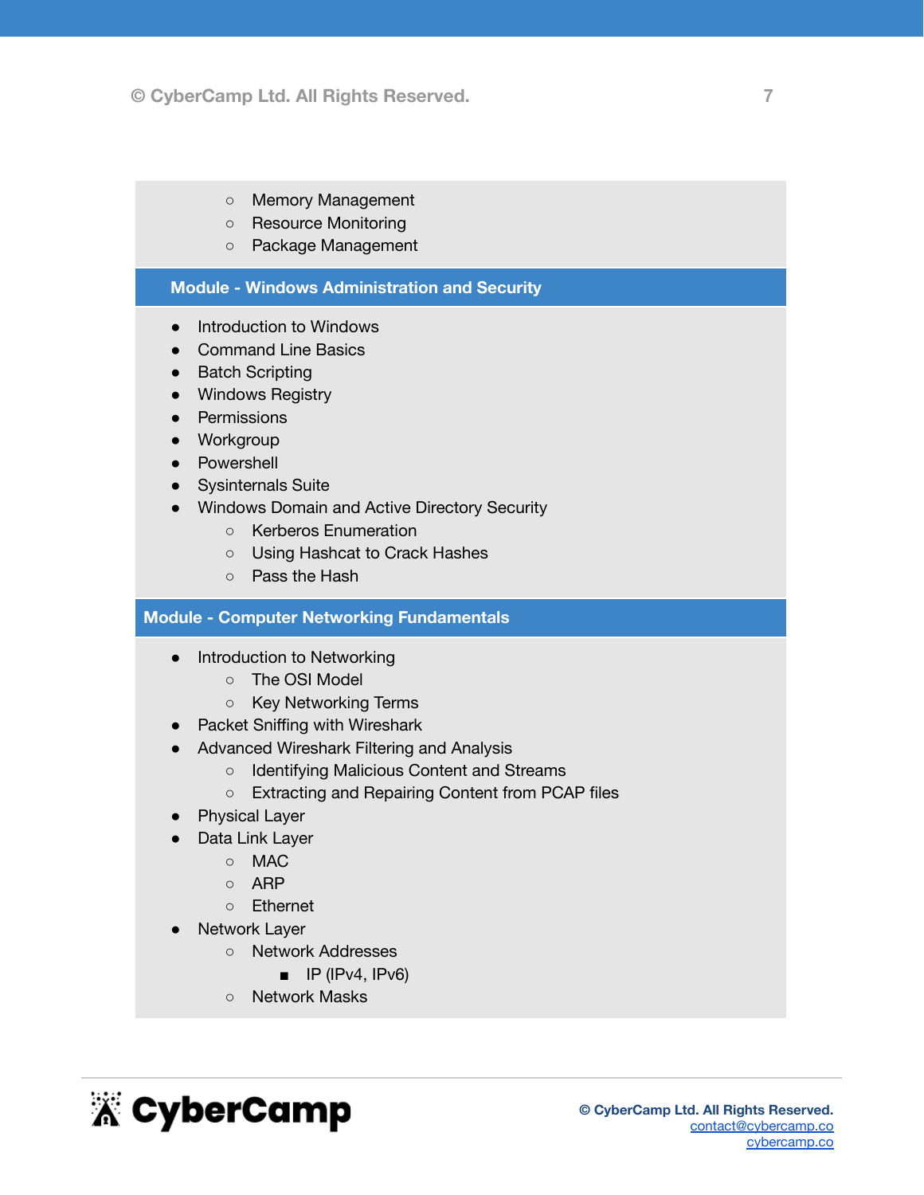- Memory Management
    - Resource Monitoring
    - Package Management

## Module - Windows Administration and Security

- Introduction to Windows
- Command Line Basics
- Batch Scripting
- Windows Registry
- Permissions
- Workgroup
- Powershell
- Sysinternals Suite
- Windows Domain and Active Directory Security
    - Kerberos Enumeration
    - Using Hashcat to Crack Hashes
    - Pass the Hash

## Module - Computer Networking Fundamentals

- Introduction to Networking
    - The OSI Model
    - Key Networking Terms
- Packet Sniffing with Wireshark
- Advanced Wireshark Filtering and Analysis
    - Identifying Malicious Content and Streams
    - Extracting and Repairing Content from PCAP files
- Physical Layer
- Data Link Layer
    - MAC
    - ARP
    - Ethernet
- Network Layer
    - Network Addresses
        - IP (IPv4, IPv6)
    - Network Masks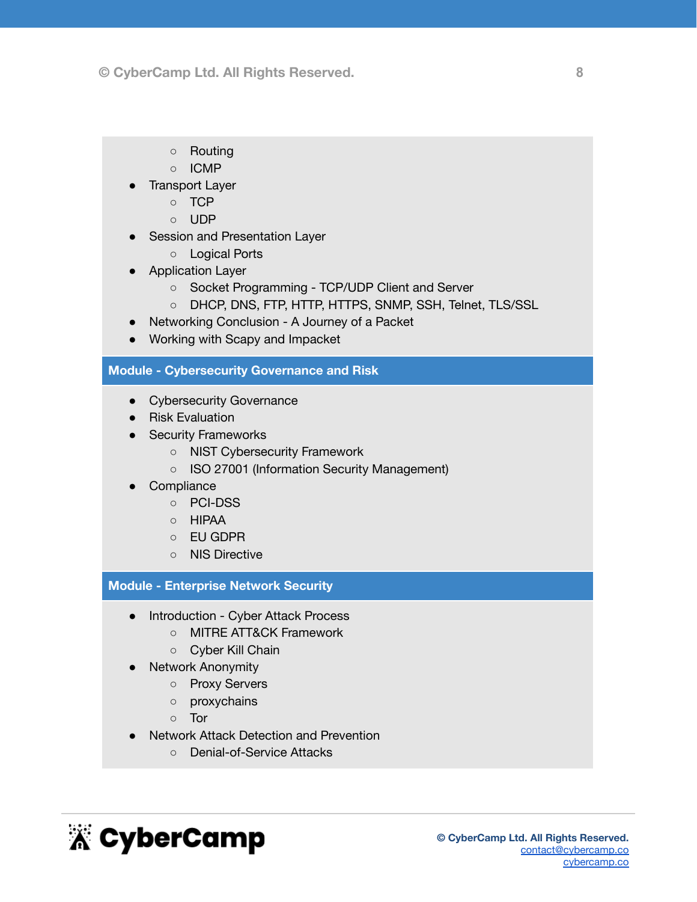- Routing
    - ICMP
- Transport Layer
    - TCP
    - UDP
- Session and Presentation Layer
    - Logical Ports
- Application Layer
    - Socket Programming - TCP/UDP Client and Server
    - DHCP, DNS, FTP, HTTP, HTTPS, SNMP, SSH, Telnet, TLS/SSL
- Networking Conclusion - A Journey of a Packet
- Working with Scapy and Impacket

## Module - Cybersecurity Governance and Risk

- Cybersecurity Governance
- Risk Evaluation
- Security Frameworks
    - NIST Cybersecurity Framework
    - ISO 27001 (Information Security Management)
- Compliance
    - PCI-DSS
    - HIPAA
    - EU GDPR
    - NIS Directive

## Module - Enterprise Network Security

- Introduction - Cyber Attack Process
    - MITRE ATT&CK Framework
    - Cyber Kill Chain
- Network Anonymity
    - Proxy Servers
    - proxychains
    - Tor
- Network Attack Detection and Prevention
    - Denial-of-Service Attacks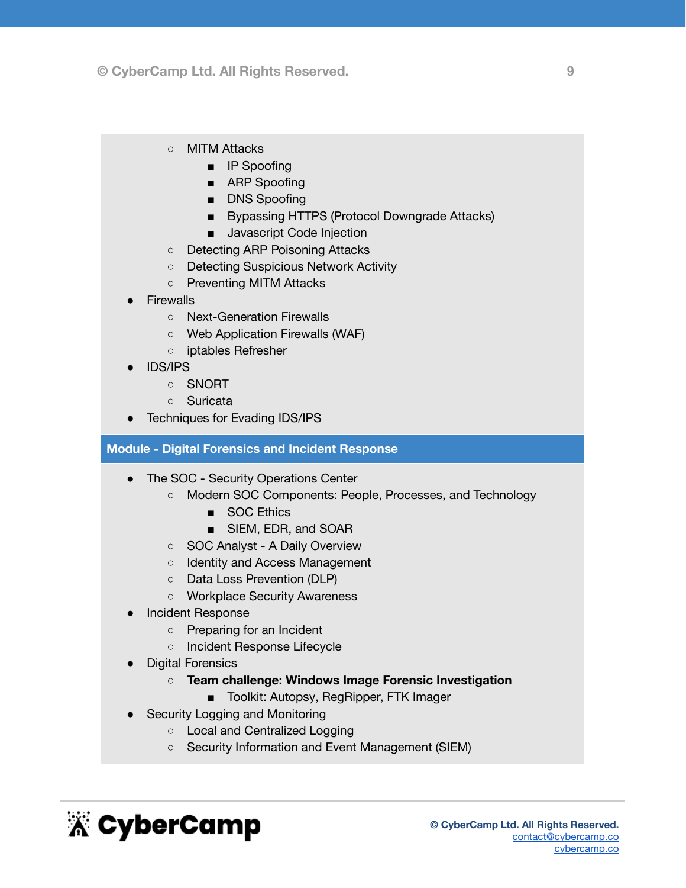- MITM Attacks
    - IP Spoofing
    - ARP Spoofing
    - DNS Spoofing
    - Bypassing HTTPS (Protocol Downgrade Attacks)
    - Javascript Code Injection
- Detecting ARP Poisoning Attacks
- Detecting Suspicious Network Activity
- Preventing MITM Attacks

- Firewalls
    - Next-Generation Firewalls
    - Web Application Firewalls (WAF)
    - iptables Refresher
- IDS/IPS
    - SNORT
    - Suricata
- Techniques for Evading IDS/IPS

## Module - Digital Forensics and Incident Response

- The SOC - Security Operations Center
    - Modern SOC Components: People, Processes, and Technology
        - SOC Ethics
        - SIEM, EDR, and SOAR
    - SOC Analyst - A Daily Overview
    - Identity and Access Management
    - Data Loss Prevention (DLP)
    - Workplace Security Awareness
- Incident Response
    - Preparing for an Incident
    - Incident Response Lifecycle
- Digital Forensics
    - **Team challenge: Windows Image Forensic Investigation**
        - Toolkit: Autopsy, RegRipper, FTK Imager
- Security Logging and Monitoring
    - Local and Centralized Logging
    - Security Information and Event Management (SIEM)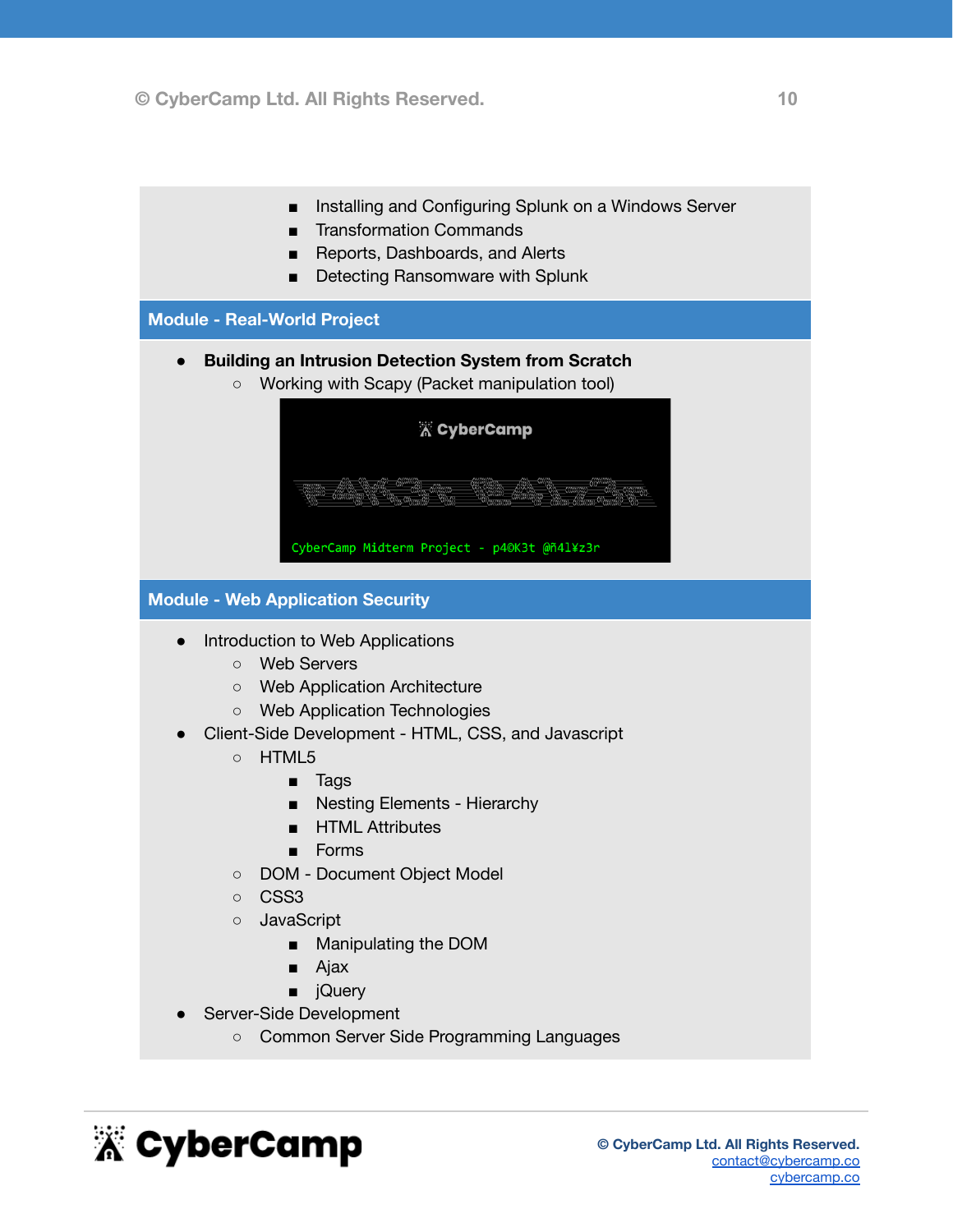- Installing and Configuring Splunk on a Windows Server
- Transformation Commands
- Reports, Dashboards, and Alerts
- Detecting Ransomware with Splunk

## Module - Real-World Project

- **Building an Intrusion Detection System from Scratch**
  - Working with Scapy (Packet manipulation tool)

## Module - Web Application Security

- Introduction to Web Applications
  - Web Servers
  - Web Application Architecture
  - Web Application Technologies
- Client-Side Development - HTML, CSS, and Javascript
  - HTML5
    - Tags
    - Nesting Elements - Hierarchy
    - HTML Attributes
    - Forms
  - DOM - Document Object Model
  - CSS3
  - JavaScript
    - Manipulating the DOM
    - Ajax
    - jQuery
- Server-Side Development
  - Common Server Side Programming Languages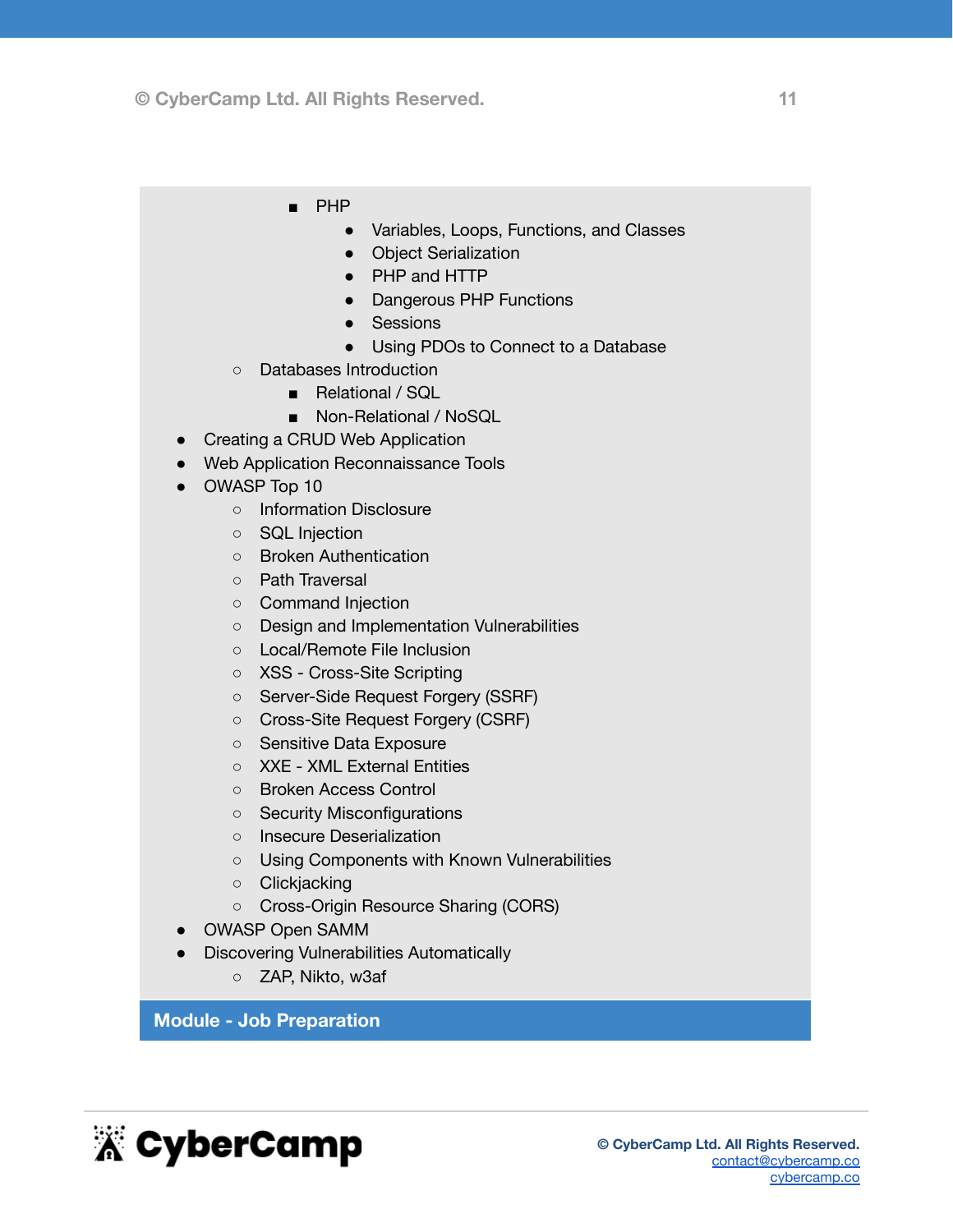- PHP
      - Variables, Loops, Functions, and Classes
      - Object Serialization
      - PHP and HTTP
      - Dangerous PHP Functions
      - Sessions
      - Using PDOs to Connect to a Database
  - Databases Introduction
    - Relational / SQL
    - Non-Relational / NoSQL
- Creating a CRUD Web Application
- Web Application Reconnaissance Tools
- OWASP Top 10
  - Information Disclosure
  - SQL Injection
  - Broken Authentication
  - Path Traversal
  - Command Injection
  - Design and Implementation Vulnerabilities
  - Local/Remote File Inclusion
  - XSS - Cross-Site Scripting
  - Server-Side Request Forgery (SSRF)
  - Cross-Site Request Forgery (CSRF)
  - Sensitive Data Exposure
  - XXE - XML External Entities
  - Broken Access Control
  - Security Misconfigurations
  - Insecure Deserialization
  - Using Components with Known Vulnerabilities
  - Clickjacking
  - Cross-Origin Resource Sharing (CORS)
- OWASP Open SAMM
- Discovering Vulnerabilities Automatically
  - ZAP, Nikto, w3af

## Module - Job Preparation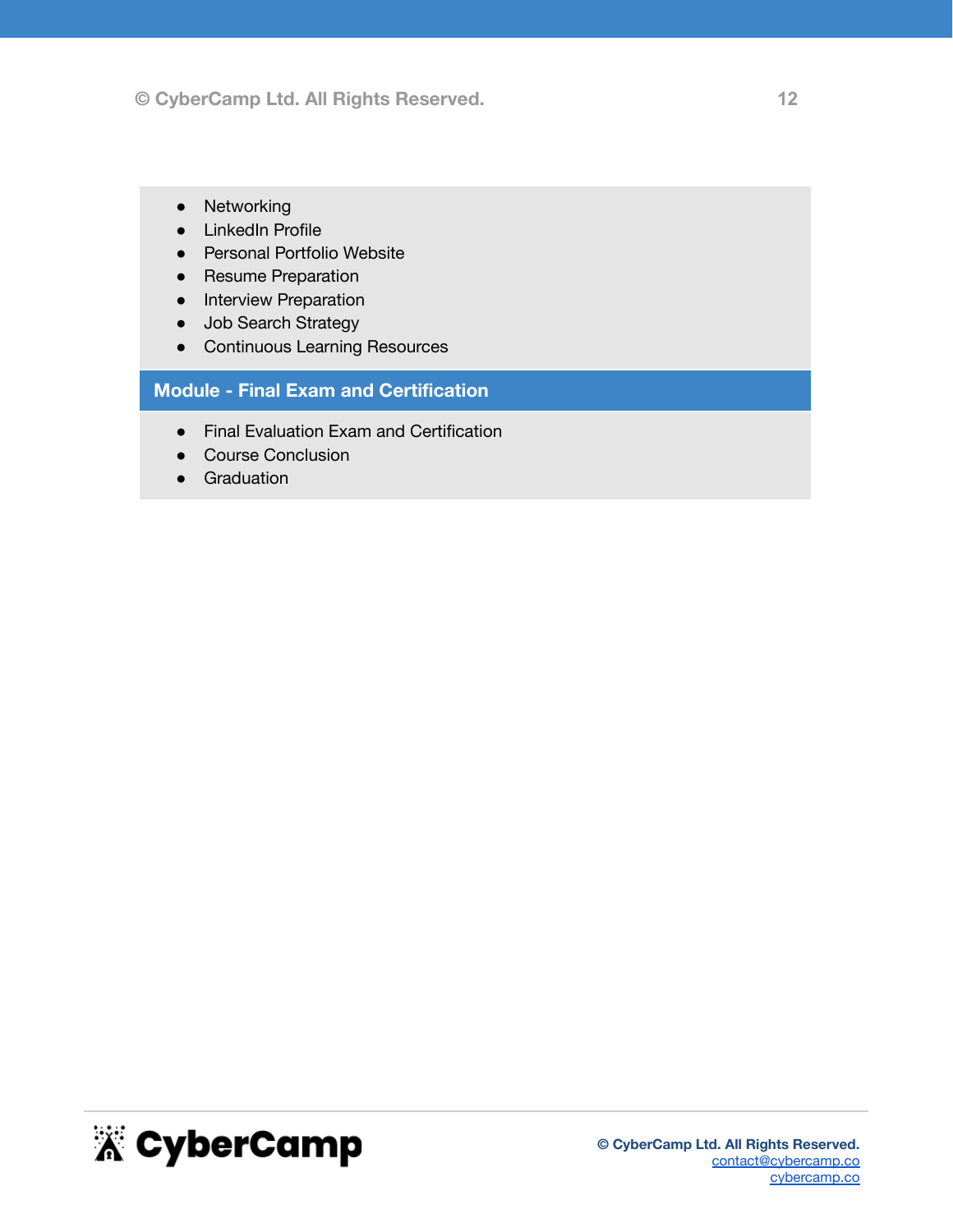- Networking
- LinkedIn Profile
- Personal Portfolio Website
- Resume Preparation
- Interview Preparation
- Job Search Strategy
- Continuous Learning Resources

## Module - Final Exam and Certification

- Final Evaluation Exam and Certification
- Course Conclusion
- Graduation